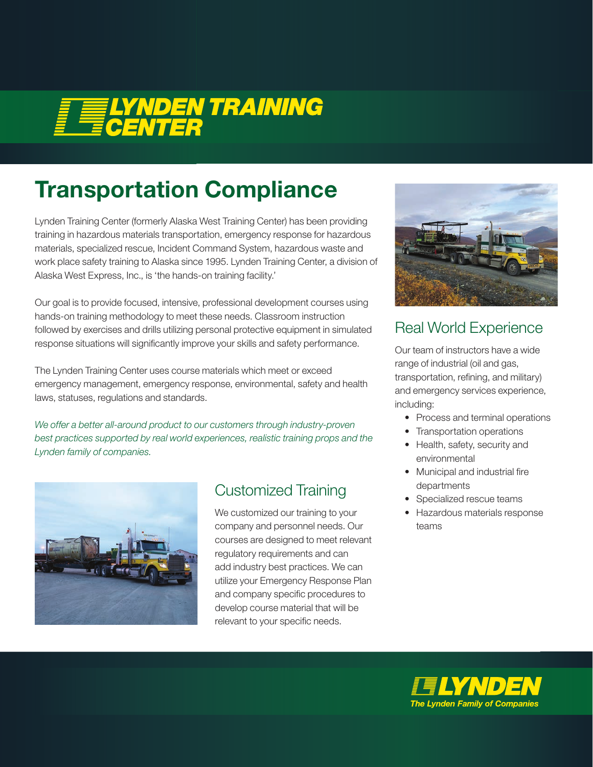# LYNDEN TRAINING CENTER

## Transportation Compliance

Lynden Training Center (formerly Alaska West Training Center) has been providing training in hazardous materials transportation, emergency response for hazardous materials, specialized rescue, Incident Command System, hazardous waste and work place safety training to Alaska since 1995. Lynden Training Center, a division of Alaska West Express, Inc., is 'the hands-on training facility.'

Our goal is to provide focused, intensive, professional development courses using hands-on training methodology to meet these needs. Classroom instruction followed by exercises and drills utilizing personal protective equipment in simulated response situations will significantly improve your skills and safety performance.

The Lynden Training Center uses course materials which meet or exceed emergency management, emergency response, environmental, safety and health laws, statuses, regulations and standards.

*We offer a better all-around product to our customers through industry-proven best practices supported by real world experiences, realistic training props and the Lynden family of companies.*

### Customized Training

We customized our training to your company and personnel needs. Our courses are designed to meet relevant regulatory requirements and can add industry best practices. We can utilize your Emergency Response Plan and company specific procedures to develop course material that will be relevant to your specific needs.

### Real World Experience

Our team of instructors have a wide range of industrial (oil and gas, transportation, refining, and military) and emergency services experience, including:

- Process and terminal operations
- Transportation operations
- Health, safety, security and environmental
- Municipal and industrial fire departments
- Specialized rescue teams
- Hazardous materials response teams

LYNDEN
The Lynden Family of Companies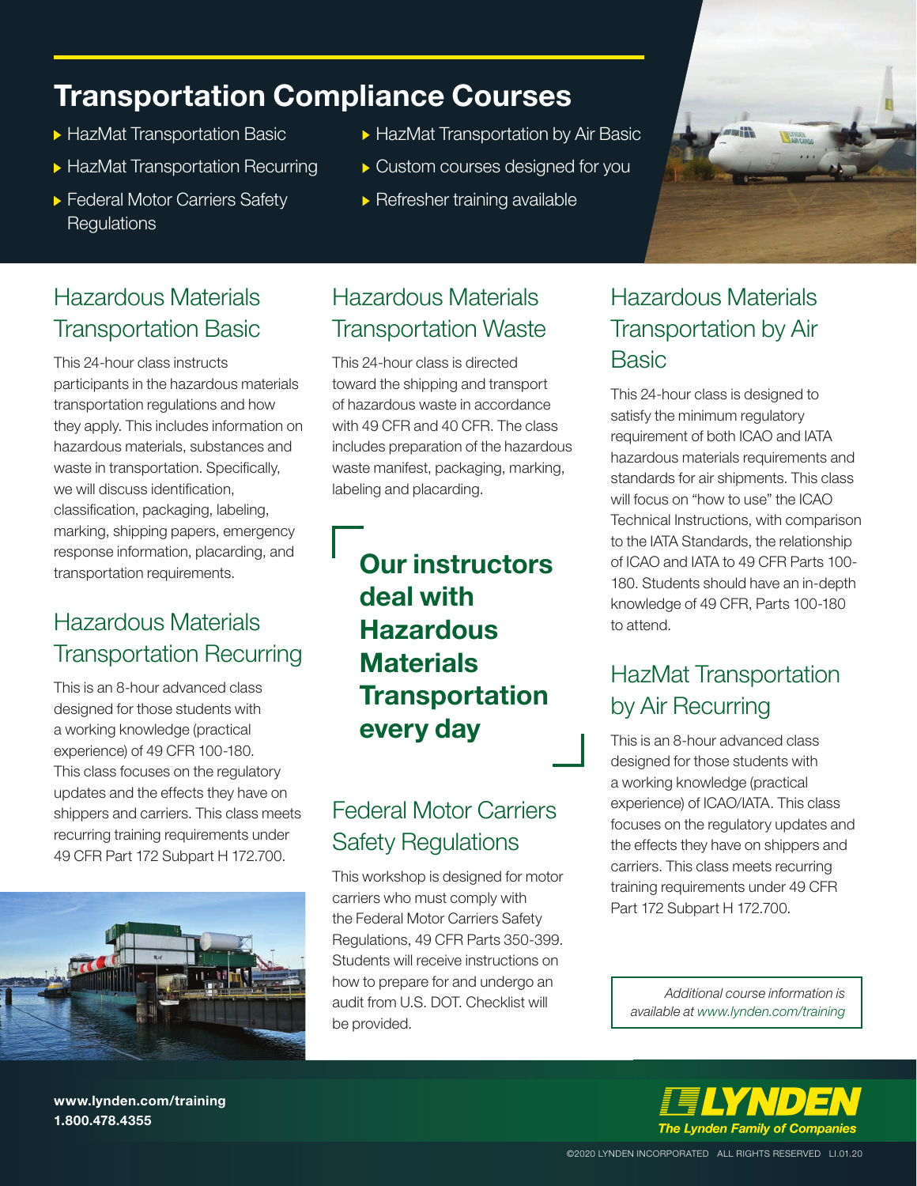# Transportation Compliance Courses

- HazMat Transportation Basic
- HazMat Transportation Recurring
- Federal Motor Carriers Safety Regulations
- HazMat Transportation by Air Basic
- Custom courses designed for you
- Refresher training available

## Hazardous Materials Transportation Basic

This 24-hour class instructs participants in the hazardous materials transportation regulations and how they apply. This includes information on hazardous materials, substances and waste in transportation. Specifically, we will discuss identification, classification, packaging, labeling, marking, shipping papers, emergency response information, placarding, and transportation requirements.

## Hazardous Materials Transportation Recurring

This is an 8-hour advanced class designed for those students with a working knowledge (practical experience) of 49 CFR 100-180. This class focuses on the regulatory updates and the effects they have on shippers and carriers. This class meets recurring training requirements under 49 CFR Part 172 Subpart H 172.700.

## Hazardous Materials Transportation Waste

This 24-hour class is directed toward the shipping and transport of hazardous waste in accordance with 49 CFR and 40 CFR. The class includes preparation of the hazardous waste manifest, packaging, marking, labeling and placarding.

**Our instructors deal with Hazardous Materials Transportation every day**

## Federal Motor Carriers Safety Regulations

This workshop is designed for motor carriers who must comply with the Federal Motor Carriers Safety Regulations, 49 CFR Parts 350-399. Students will receive instructions on how to prepare for and undergo an audit from U.S. DOT. Checklist will be provided.

## Hazardous Materials Transportation by Air Basic

This 24-hour class is designed to satisfy the minimum regulatory requirement of both ICAO and IATA hazardous materials requirements and standards for air shipments. This class will focus on "how to use" the ICAO Technical Instructions, with comparison to the IATA Standards, the relationship of ICAO and IATA to 49 CFR Parts 100-180. Students should have an in-depth knowledge of 49 CFR, Parts 100-180 to attend.

## HazMat Transportation by Air Recurring

This is an 8-hour advanced class designed for those students with a working knowledge (practical experience) of ICAO/IATA. This class focuses on the regulatory updates and the effects they have on shippers and carriers. This class meets recurring training requirements under 49 CFR Part 172 Subpart H 172.700.

*Additional course information is available at www.lynden.com/training*

**www.lynden.com/training**
**1.800.478.4355**

LYNDEN
*The Lynden Family of Companies*

©2020 LYNDEN INCORPORATED ALL RIGHTS RESERVED LI.01.20